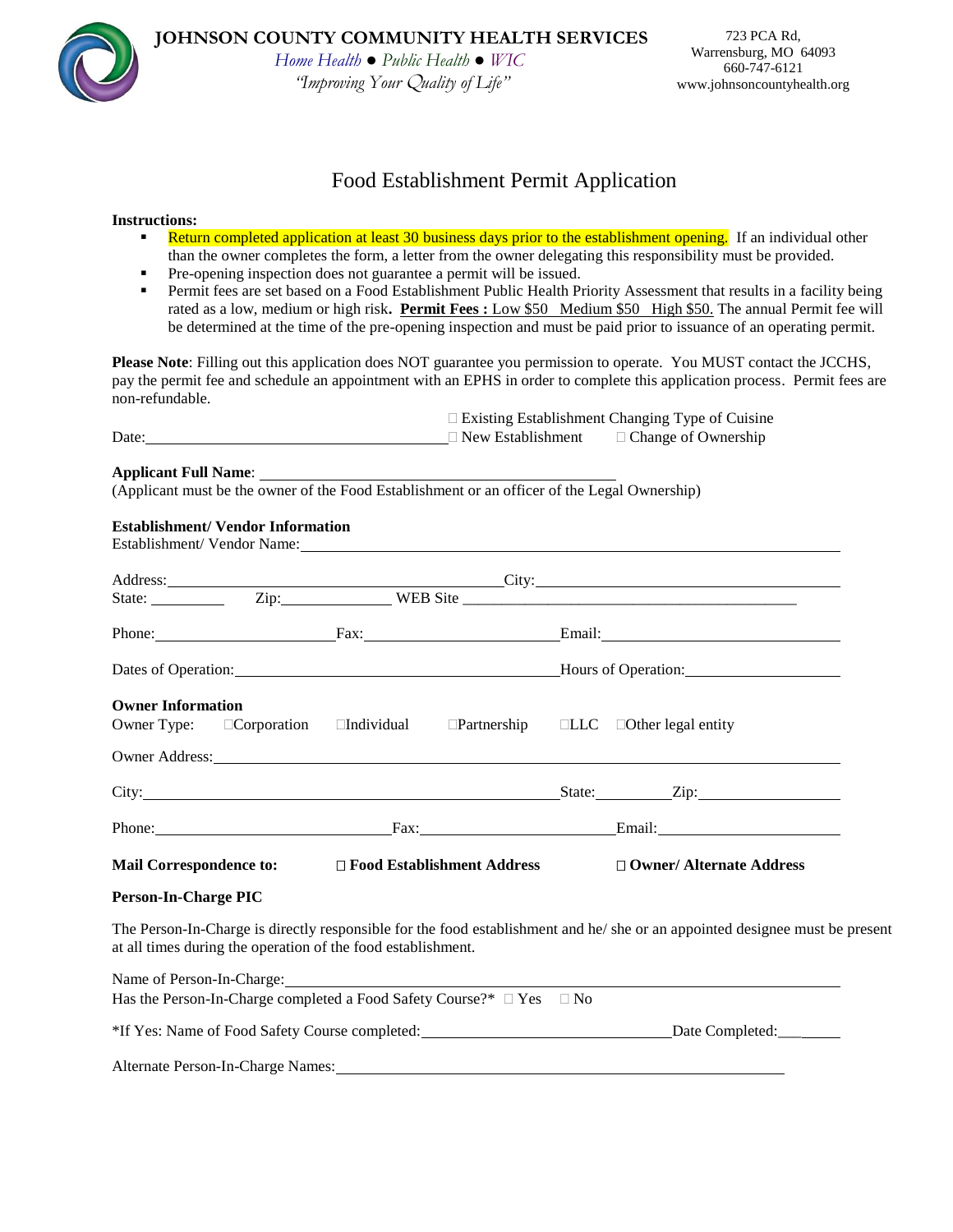**JOHNSON COUNTY COMMUNITY HEALTH SERVICES**

*Home Health ● Public Health ● WIC*

*"Improving Your Quality of Life"*

723 PCA Rd,
Warrensburg, MO 64093
660-747-6121
www.johnsoncountyhealth.org

# Food Establishment Permit Application

**Instructions:**

- Return completed application at least 30 business days prior to the establishment opening. If an individual other than the owner completes the form, a letter from the owner delegating this responsibility must be provided.
- Pre-opening inspection does not guarantee a permit will be issued.
- Permit fees are set based on a Food Establishment Public Health Priority Assessment that results in a facility being rated as a low, medium or high risk**. Permit Fees :** Low $50 Medium $50 High $50. The annual Permit fee will be determined at the time of the pre-opening inspection and must be paid prior to issuance of an operating permit.

**Please Note**: Filling out this application does NOT guarantee you permission to operate. You MUST contact the JCCHS, pay the permit fee and schedule an appointment with an EPHS in order to complete this application process. Permit fees are non-refundable.

Date:\_\_\_\_\_\_\_\_\_\_\_\_\_\_\_\_\_\_\_\_ ☐ Existing Establishment Changing Type of Cuisine ☐ New Establishment ☐ Change of Ownership

**Applicant Full Name**: \_\_\_\_\_\_\_\_\_\_\_\_\_\_\_\_\_\_\_\_
(Applicant must be the owner of the Food Establishment or an officer of the Legal Ownership)

**Establishment/ Vendor Information**

Establishment/ Vendor Name:\_\_\_\_\_\_\_\_\_\_\_\_\_\_\_\_\_\_\_\_

Address:\_\_\_\_\_\_\_\_\_\_\_\_\_\_\_\_\_\_\_\_ City:\_\_\_\_\_\_\_\_\_\_\_\_\_\_\_\_\_\_\_\_

State: \_\_\_\_\_\_\_\_ Zip:\_\_\_\_\_\_\_\_ WEB Site \_\_\_\_\_\_\_\_\_\_\_\_\_\_\_\_\_\_\_\_

Phone:\_\_\_\_\_\_\_\_\_\_ Fax:\_\_\_\_\_\_\_\_\_\_ Email:\_\_\_\_\_\_\_\_\_\_

Dates of Operation:\_\_\_\_\_\_\_\_\_\_\_\_\_\_\_\_\_\_\_\_ Hours of Operation:\_\_\_\_\_\_\_\_\_\_

**Owner Information**

Owner Type: ☐Corporation ☐Individual ☐Partnership ☐LLC ☐Other legal entity

Owner Address:\_\_\_\_\_\_\_\_\_\_\_\_\_\_\_\_\_\_\_\_

City:\_\_\_\_\_\_\_\_\_\_\_\_\_\_\_\_\_\_\_\_ State:\_\_\_\_\_\_\_\_ Zip:\_\_\_\_\_\_\_\_

Phone:\_\_\_\_\_\_\_\_\_\_ Fax:\_\_\_\_\_\_\_\_\_\_ Email:\_\_\_\_\_\_\_\_\_\_

**Mail Correspondence to:** **☐ Food Establishment Address** **☐ Owner/ Alternate Address**

**Person-In-Charge PIC**

The Person-In-Charge is directly responsible for the food establishment and he/ she or an appointed designee must be present at all times during the operation of the food establishment.

Name of Person-In-Charge:\_\_\_\_\_\_\_\_\_\_\_\_\_\_\_\_\_\_\_\_

Has the Person-In-Charge completed a Food Safety Course?* ☐ Yes ☐ No

*If Yes: Name of Food Safety Course completed:\_\_\_\_\_\_\_\_\_\_\_\_\_\_\_\_\_\_\_\_ Date Completed:\_\_\_\_\_\_\_\_

Alternate Person-In-Charge Names:\_\_\_\_\_\_\_\_\_\_\_\_\_\_\_\_\_\_\_\_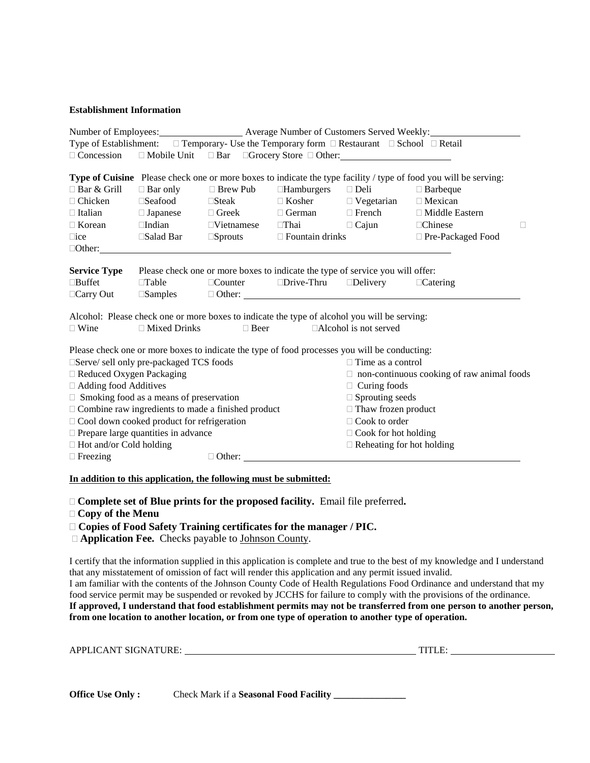**Establishment Information**

Number of Employees:\_\_\_\_\_\_\_\_\_\_\_\_\_\_\_\_\_ Average Number of Customers Served Weekly:\_\_\_\_\_\_\_\_\_\_\_\_\_\_\_\_\_\_

Type of Establishment: □ Temporary- Use the Temporary form □ Restaurant □ School □ Retail
□ Concession □ Mobile Unit □ Bar □Grocery Store □ Other:\_\_\_\_\_\_\_\_\_\_\_\_\_\_\_\_\_\_\_\_\_\_\_

**Type of Cuisine** Please check one or more boxes to indicate the type facility / type of food you will be serving:

| | | | | | | |
|---|---|---|---|---|---|---|
| □ Bar & Grill | □ Bar only | □ Brew Pub | □Hamburgers | □ Deli | □ Barbeque | |
| □ Chicken | □Seafood | □Steak | □ Kosher | □ Vegetarian | □ Mexican | |
| □ Italian | □ Japanese | □ Greek | □ German | □ French | □ Middle Eastern | |
| □ Korean | □Indian | □Vietnamese | □Thai | □ Cajun | □Chinese | □ |
| □ice | □Salad Bar | □Sprouts | □ Fountain drinks | | □ Pre-Packaged Food | |

□Other:\_\_\_\_\_\_\_\_\_\_\_\_\_\_\_\_\_\_\_\_\_\_\_\_\_\_\_\_\_\_\_\_\_\_\_\_\_\_\_\_\_\_\_\_\_\_\_\_\_\_\_\_\_\_\_\_\_\_\_\_\_\_\_\_\_\_\_\_

**Service Type** Please check one or more boxes to indicate the type of service you will offer:

| | | | | | |
|---|---|---|---|---|---|
| □Buffet | □Table | □Counter | □Drive-Thru | □Delivery | □Catering |
| □Carry Out | □Samples | □ Other: | | | |

Alcohol: Please check one or more boxes to indicate the type of alcohol you will be serving:
□ Wine □ Mixed Drinks □ Beer □Alcohol is not served

Please check one or more boxes to indicate the type of food processes you will be conducting:

| | |
|---|---|
| □Serve/ sell only pre-packaged TCS foods | □ Time as a control |
| □ Reduced Oxygen Packaging | □ non-continuous cooking of raw animal foods |
| □ Adding food Additives | □ Curing foods |
| □ Smoking food as a means of preservation | □ Sprouting seeds |
| □ Combine raw ingredients to made a finished product | □ Thaw frozen product |
| □ Cool down cooked product for refrigeration | □ Cook to order |
| □ Prepare large quantities in advance | □ Cook for hot holding |
| □ Hot and/or Cold holding | □ Reheating for hot holding |
| □ Freezing | □ Other: |

**In addition to this application, the following must be submitted:**

□ **Complete set of Blue prints for the proposed facility.** Email file preferred**.**
□ **Copy of the Menu**
□ **Copies of Food Safety Training certificates for the manager / PIC.**
□ **Application Fee.** Checks payable to Johnson County.

I certify that the information supplied in this application is complete and true to the best of my knowledge and I understand that any misstatement of omission of fact will render this application and any permit issued invalid.
I am familiar with the contents of the Johnson County Code of Health Regulations Food Ordinance and understand that my food service permit may be suspended or revoked by JCCHS for failure to comply with the provisions of the ordinance.
**If approved, I understand that food establishment permits may not be transferred from one person to another person, from one location to another location, or from one type of operation to another type of operation.**

APPLICANT SIGNATURE: \_\_\_\_\_\_\_\_\_\_\_\_\_\_\_\_\_\_\_\_\_\_\_\_\_\_\_\_\_\_\_\_\_\_\_\_\_\_\_\_\_\_\_\_\_\_\_\_ TITLE: \_\_\_\_\_\_\_\_\_\_\_\_\_\_\_\_\_\_\_\_\_\_

**Office Use Only :** Check Mark if a **Seasonal Food Facility \_\_\_\_\_\_\_\_\_\_\_\_\_\_\_**